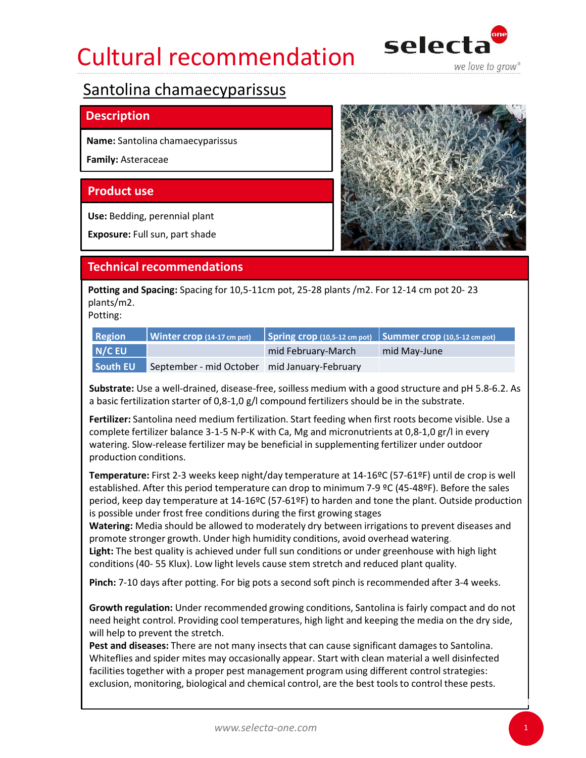# Cultural recommendation

## Santolina chamaecyparissus

### Description

**Name:** Santolina chamaecyparissus

**Family:** Asteraceae

### Product use

**Use:** Bedding, perennial plant

**Exposure:** Full sun, part shade

### Technical recommendations

**Potting and Spacing:** Spacing for 10,5-11cm pot, 25-28 plants /m2. For 12-14 cm pot 20- 23 plants/m2.
Potting:

| Region | Winter crop (14-17 cm pot) | Spring crop (10,5-12 cm pot) | Summer crop (10,5-12 cm pot) |
|---|---|---|---|
| N/C EU | | mid February-March | mid May-June |
| South EU | September - mid October | mid January-February | |

**Substrate:** Use a well-drained, disease-free, soilless medium with a good structure and pH 5.8-6.2. As a basic fertilization starter of 0,8-1,0 g/l compound fertilizers should be in the substrate.

**Fertilizer:** Santolina need medium fertilization. Start feeding when first roots become visible. Use a complete fertilizer balance 3-1-5 N-P-K with Ca, Mg and micronutrients at 0,8-1,0 gr/l in every watering. Slow-release fertilizer may be beneficial in supplementing fertilizer under outdoor production conditions.

**Temperature:** First 2-3 weeks keep night/day temperature at 14-16ºC (57-61ºF) until de crop is well established. After this period temperature can drop to minimum 7-9 ºC (45-48ºF). Before the sales period, keep day temperature at 14-16ºC (57-61ºF) to harden and tone the plant. Outside production is possible under frost free conditions during the first growing stages

**Watering:** Media should be allowed to moderately dry between irrigations to prevent diseases and promote stronger growth. Under high humidity conditions, avoid overhead watering.

**Light:** The best quality is achieved under full sun conditions or under greenhouse with high light conditions (40- 55 Klux). Low light levels cause stem stretch and reduced plant quality.

**Pinch:** 7-10 days after potting. For big pots a second soft pinch is recommended after 3-4 weeks.

**Growth regulation:** Under recommended growing conditions, Santolina is fairly compact and do not need height control. Providing cool temperatures, high light and keeping the media on the dry side, will help to prevent the stretch.

**Pest and diseases:** There are not many insects that can cause significant damages to Santolina. Whiteflies and spider mites may occasionally appear. Start with clean material a well disinfected facilities together with a proper pest management program using different control strategies: exclusion, monitoring, biological and chemical control, are the best tools to control these pests.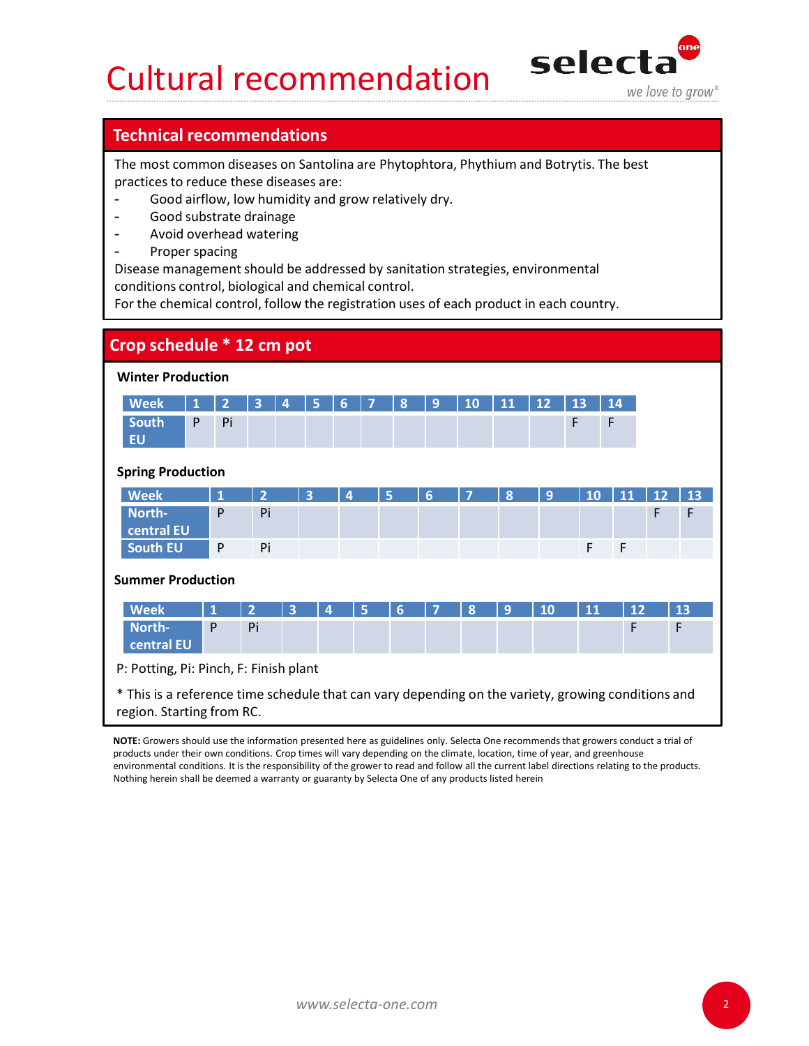# Cultural recommendation

## Technical recommendations

The most common diseases on Santolina are Phytophtora, Phythium and Botrytis. The best practices to reduce these diseases are:

- Good airflow, low humidity and grow relatively dry.
- Good substrate drainage
- Avoid overhead watering
- Proper spacing

Disease management should be addressed by sanitation strategies, environmental conditions control, biological and chemical control.
For the chemical control, follow the registration uses of each product in each country.

## Crop schedule * 12 cm pot

**Winter Production**

| Week | 1 | 2 | 3 | 4 | 5 | 6 | 7 | 8 | 9 | 10 | 11 | 12 | 13 | 14 |
|---|---|---|---|---|---|---|---|---|---|---|---|---|---|---|
| South EU | P | Pi | | | | | | | | | | | F | F |

**Spring Production**

| Week | 1 | 2 | 3 | 4 | 5 | 6 | 7 | 8 | 9 | 10 | 11 | 12 | 13 |
|---|---|---|---|---|---|---|---|---|---|---|---|---|---|
| North-central EU | P | Pi | | | | | | | | | | F | F |
| South EU | P | Pi | | | | | | | | F | F | | |

**Summer Production**

| Week | 1 | 2 | 3 | 4 | 5 | 6 | 7 | 8 | 9 | 10 | 11 | 12 | 13 |
|---|---|---|---|---|---|---|---|---|---|---|---|---|---|
| North-central EU | P | Pi | | | | | | | | | | F | F |

P: Potting, Pi: Pinch, F: Finish plant

* This is a reference time schedule that can vary depending on the variety, growing conditions and region. Starting from RC.

**NOTE:** Growers should use the information presented here as guidelines only. Selecta One recommends that growers conduct a trial of products under their own conditions. Crop times will vary depending on the climate, location, time of year, and greenhouse environmental conditions. It is the responsibility of the grower to read and follow all the current label directions relating to the products. Nothing herein shall be deemed a warranty or guaranty by Selecta One of any products listed herein